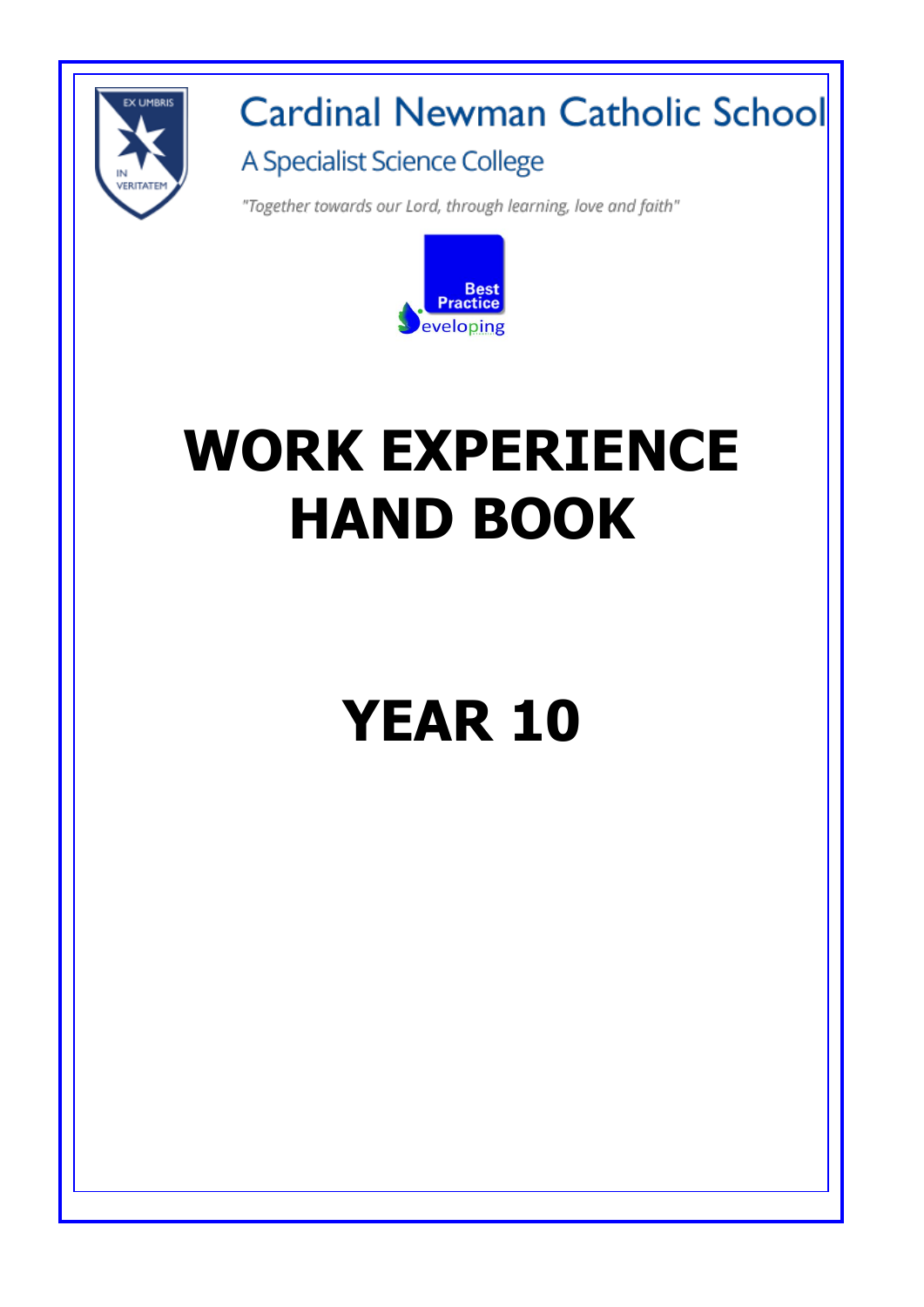# Cardinal Newman Catholic School

A Specialist Science College

*"Together towards our Lord, through learning, love and faith"*

Best Practice

Developing

# WORK EXPERIENCE HAND BOOK

# YEAR 10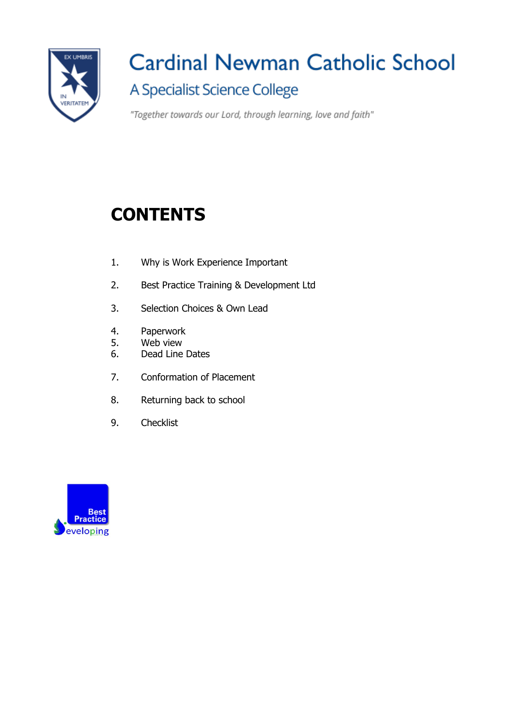# Cardinal Newman Catholic School

## A Specialist Science College

*"Together towards our Lord, through learning, love and faith"*

# CONTENTS

1. Why is Work Experience Important
2. Best Practice Training & Development Ltd
3. Selection Choices & Own Lead
4. Paperwork
5. Web view
6. Dead Line Dates
7. Conformation of Placement
8. Returning back to school
9. Checklist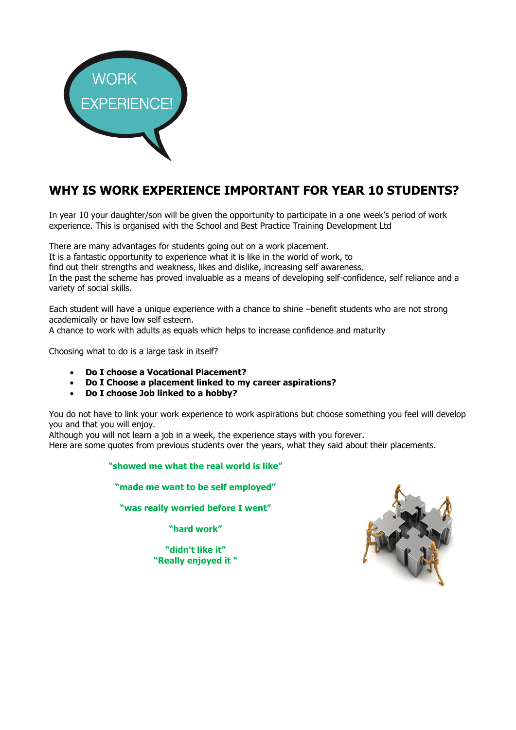WORK EXPERIENCE!

## WHY IS WORK EXPERIENCE IMPORTANT FOR YEAR 10 STUDENTS?

In year 10 your daughter/son will be given the opportunity to participate in a one week's period of work experience. This is organised with the School and Best Practice Training Development Ltd

There are many advantages for students going out on a work placement.
It is a fantastic opportunity to experience what it is like in the world of work, to find out their strengths and weakness, likes and dislike, increasing self awareness.
In the past the scheme has proved invaluable as a means of developing self-confidence, self reliance and a variety of social skills.

Each student will have a unique experience with a chance to shine –benefit students who are not strong academically or have low self esteem.
A chance to work with adults as equals which helps to increase confidence and maturity

Choosing what to do is a large task in itself?

- **Do I choose a Vocational Placement?**
- **Do I Choose a placement linked to my career aspirations?**
- **Do I choose Job linked to a hobby?**

You do not have to link your work experience to work aspirations but choose something you feel will develop you and that you will enjoy.
Although you will not learn a job in a week, the experience stays with you forever.
Here are some quotes from previous students over the years, what they said about their placements.

**"showed me what the real world is like"**

**"made me want to be self employed"**

**"was really worried before I went"**

**"hard work"**

**"didn't like it"**
**"Really enjoyed it "**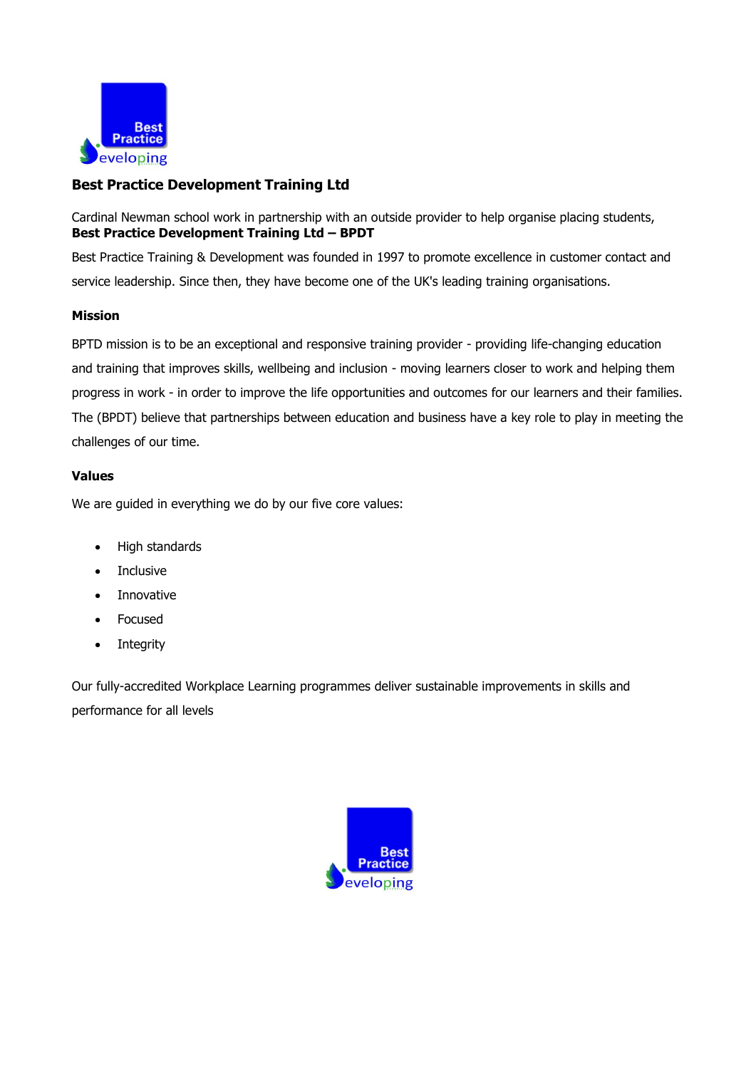## Best Practice Development Training Ltd

Cardinal Newman school work in partnership with an outside provider to help organise placing students,
**Best Practice Development Training Ltd – BPDT**

Best Practice Training & Development was founded in 1997 to promote excellence in customer contact and service leadership. Since then, they have become one of the UK's leading training organisations.

### Mission

BPTD mission is to be an exceptional and responsive training provider - providing life-changing education and training that improves skills, wellbeing and inclusion - moving learners closer to work and helping them progress in work - in order to improve the life opportunities and outcomes for our learners and their families. The (BPDT) believe that partnerships between education and business have a key role to play in meeting the challenges of our time.

### Values

We are guided in everything we do by our five core values:

- High standards
- Inclusive
- Innovative
- Focused
- Integrity

Our fully-accredited Workplace Learning programmes deliver sustainable improvements in skills and performance for all levels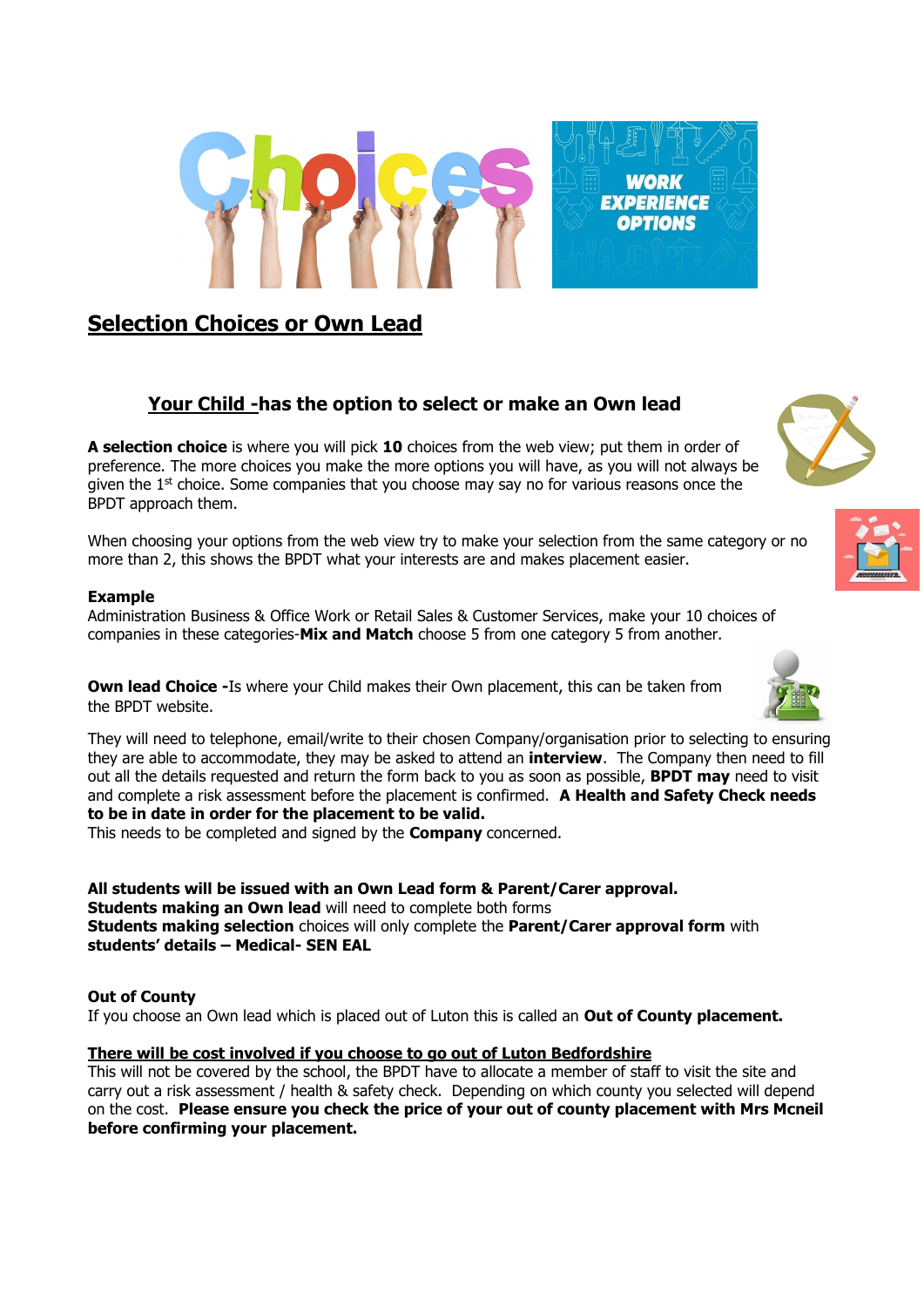## Selection Choices or Own Lead

### Your Child -has the option to select or make an Own lead

**A selection choice** is where you will pick **10** choices from the web view; put them in order of preference. The more choices you make the more options you will have, as you will not always be given the 1st choice. Some companies that you choose may say no for various reasons once the BPDT approach them.

When choosing your options from the web view try to make your selection from the same category or no more than 2, this shows the BPDT what your interests are and makes placement easier.

**Example**
Administration Business & Office Work or Retail Sales & Customer Services, make your 10 choices of companies in these categories-**Mix and Match** choose 5 from one category 5 from another.

**Own lead Choice -**Is where your Child makes their Own placement, this can be taken from the BPDT website.

They will need to telephone, email/write to their chosen Company/organisation prior to selecting to ensuring they are able to accommodate, they may be asked to attend an **interview**. The Company then need to fill out all the details requested and return the form back to you as soon as possible, **BPDT may** need to visit and complete a risk assessment before the placement is confirmed. **A Health and Safety Check needs to be in date in order for the placement to be valid.**
This needs to be completed and signed by the **Company** concerned.

**All students will be issued with an Own Lead form & Parent/Carer approval.**
**Students making an Own lead** will need to complete both forms
**Students making selection** choices will only complete the **Parent/Carer approval form** with **students' details – Medical- SEN EAL**

**Out of County**
If you choose an Own lead which is placed out of Luton this is called an **Out of County placement.**

**There will be cost involved if you choose to go out of Luton Bedfordshire**
This will not be covered by the school, the BPDT have to allocate a member of staff to visit the site and carry out a risk assessment / health & safety check. Depending on which county you selected will depend on the cost. **Please ensure you check the price of your out of county placement with Mrs Mcneil before confirming your placement.**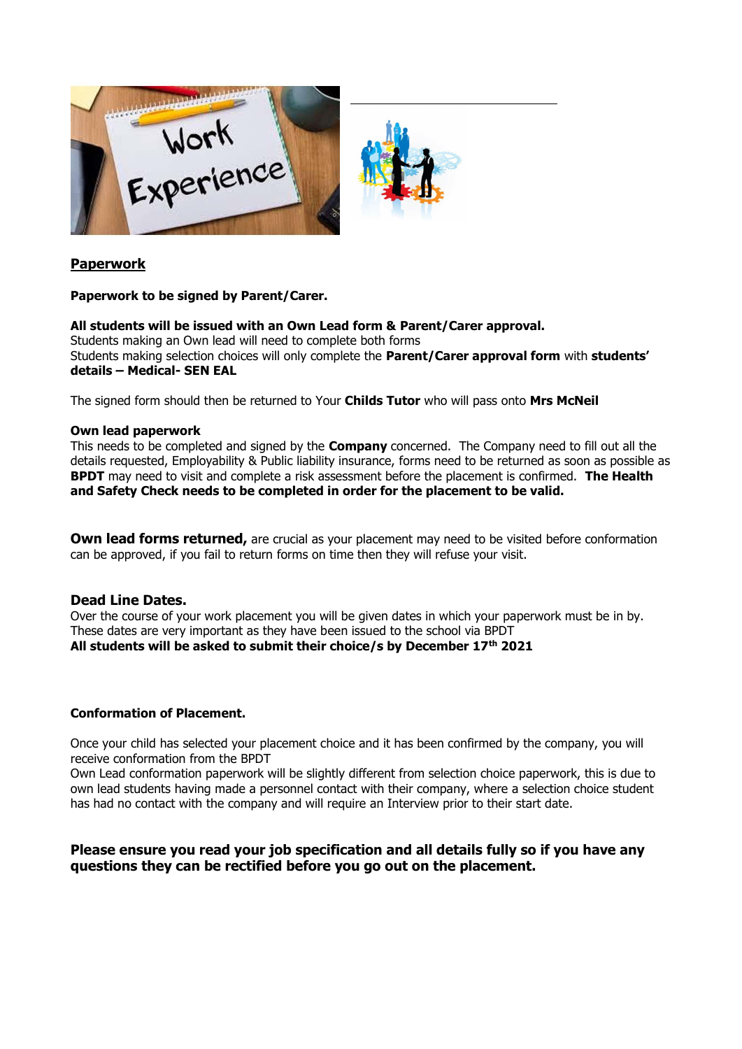## Paperwork

**Paperwork to be signed by Parent/Carer.**

**All students will be issued with an Own Lead form & Parent/Carer approval.**
Students making an Own lead will need to complete both forms
Students making selection choices will only complete the **Parent/Carer approval form** with **students' details – Medical- SEN EAL**

The signed form should then be returned to Your **Childs Tutor** who will pass onto **Mrs McNeil**

**Own lead paperwork**
This needs to be completed and signed by the **Company** concerned. The Company need to fill out all the details requested, Employability & Public liability insurance, forms need to be returned as soon as possible as **BPDT** may need to visit and complete a risk assessment before the placement is confirmed. **The Health and Safety Check needs to be completed in order for the placement to be valid.**

**Own lead forms returned,** are crucial as your placement may need to be visited before conformation can be approved, if you fail to return forms on time then they will refuse your visit.

### Dead Line Dates.

Over the course of your work placement you will be given dates in which your paperwork must be in by. These dates are very important as they have been issued to the school via BPDT
**All students will be asked to submit their choice/s by December 17th 2021**

**Conformation of Placement.**

Once your child has selected your placement choice and it has been confirmed by the company, you will receive conformation from the BPDT
Own Lead conformation paperwork will be slightly different from selection choice paperwork, this is due to own lead students having made a personnel contact with their company, where a selection choice student has had no contact with the company and will require an Interview prior to their start date.

**Please ensure you read your job specification and all details fully so if you have any questions they can be rectified before you go out on the placement.**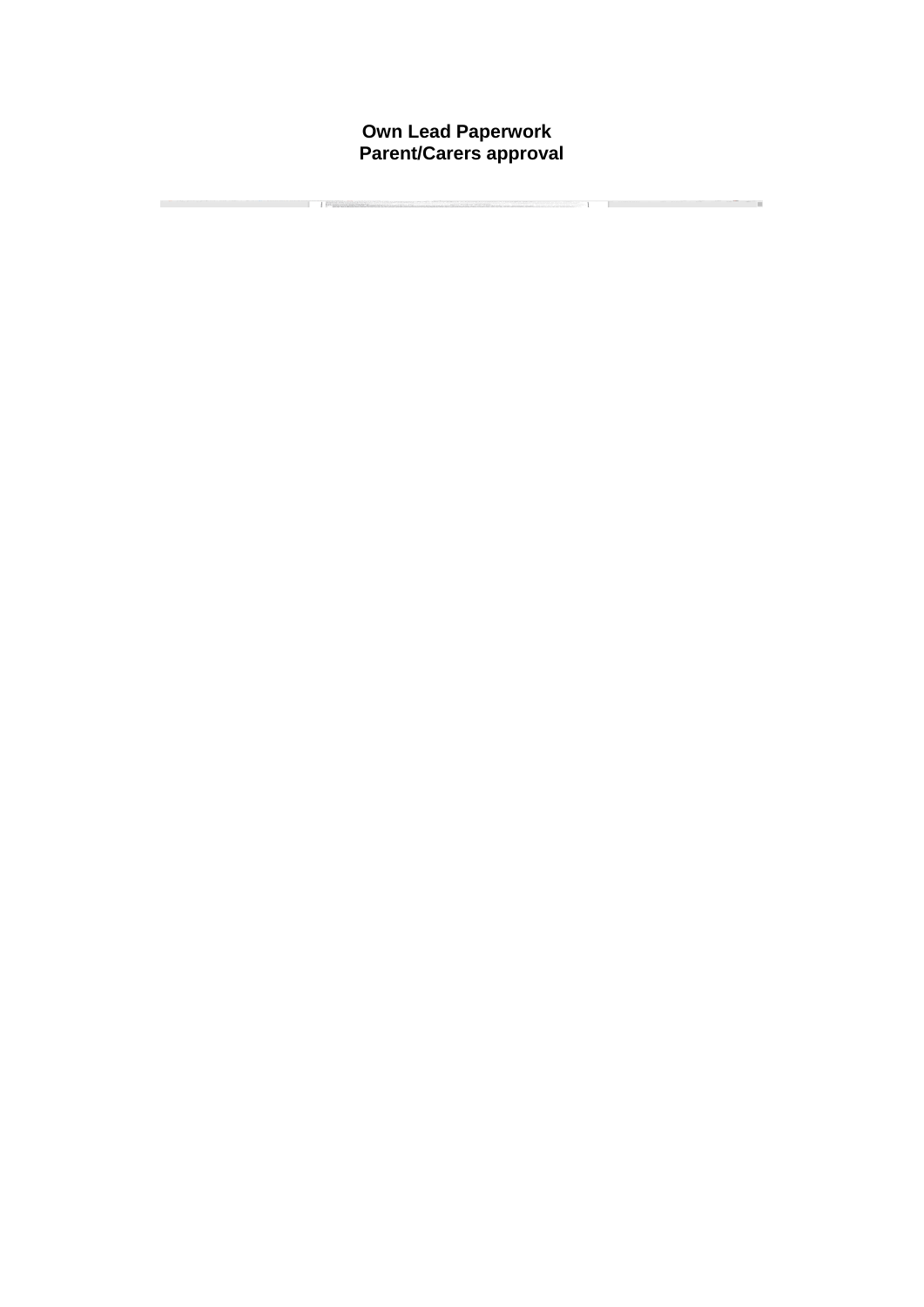**Own Lead Paperwork**
**Parent/Carers approval**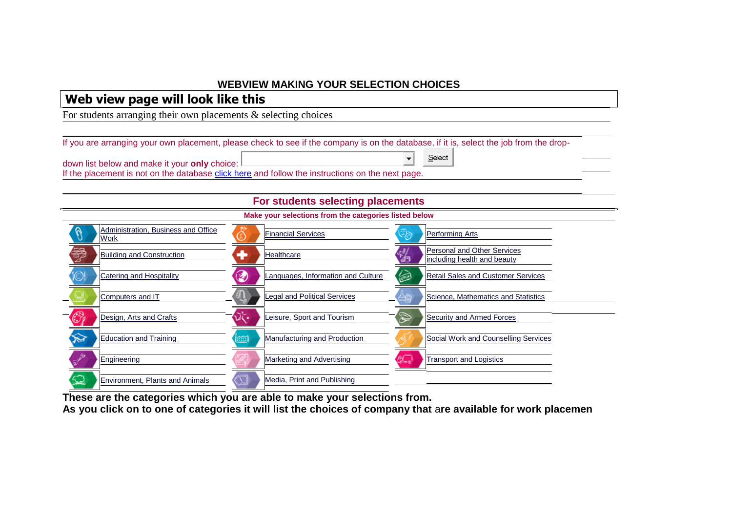**WEBVIEW MAKING YOUR SELECTION CHOICES**

## Web view page will look like this

For students arranging their own placements & selecting choices

If you are arranging your own placement, please check to see if the company is on the database, if it is, select the job from the drop-down list below and make it your **only** choice: [ ] Select

If the placement is not on the database click here and follow the instructions on the next page.

### For students selecting placements

**Make your selections from the categories listed below**

| | | |
|---|---|---|
| Administration, Business and Office Work | Financial Services | Performing Arts |
| Building and Construction | Healthcare | Personal and Other Services including health and beauty |
| Catering and Hospitality | Languages, Information and Culture | Retail Sales and Customer Services |
| Computers and IT | Legal and Political Services | Science, Mathematics and Statistics |
| Design, Arts and Crafts | Leisure, Sport and Tourism | Security and Armed Forces |
| Education and Training | Manufacturing and Production | Social Work and Counselling Services |
| Engineering | Marketing and Advertising | Transport and Logistics |
| Environment, Plants and Animals | Media, Print and Publishing | |

**These are the categories which you are able to make your selections from.**
**As you click on to one of categories it will list the choices of company that are available for work placemen**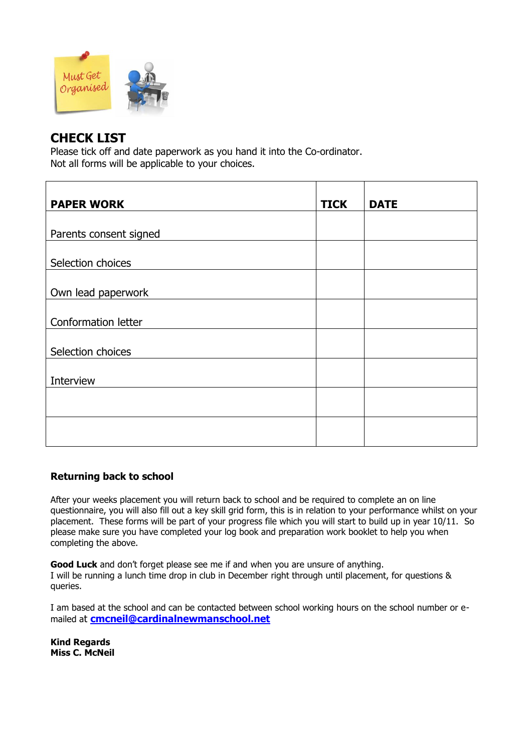## CHECK LIST

Please tick off and date paperwork as you hand it into the Co-ordinator.
Not all forms will be applicable to your choices.

| PAPER WORK | TICK | DATE |
|---|---|---|
| Parents consent signed | | |
| Selection choices | | |
| Own lead paperwork | | |
| Conformation letter | | |
| Selection choices | | |
| Interview | | |
| | | |
| | | |

**Returning back to school**

After your weeks placement you will return back to school and be required to complete an on line questionnaire, you will also fill out a key skill grid form, this is in relation to your performance whilst on your placement. These forms will be part of your progress file which you will start to build up in year 10/11. So please make sure you have completed your log book and preparation work booklet to help you when completing the above.

**Good Luck** and don't forget please see me if and when you are unsure of anything.
I will be running a lunch time drop in club in December right through until placement, for questions & queries.

I am based at the school and can be contacted between school working hours on the school number or e-mailed at **cmcneil@cardinalnewmanschool.net**

**Kind Regards**
**Miss C. McNeil**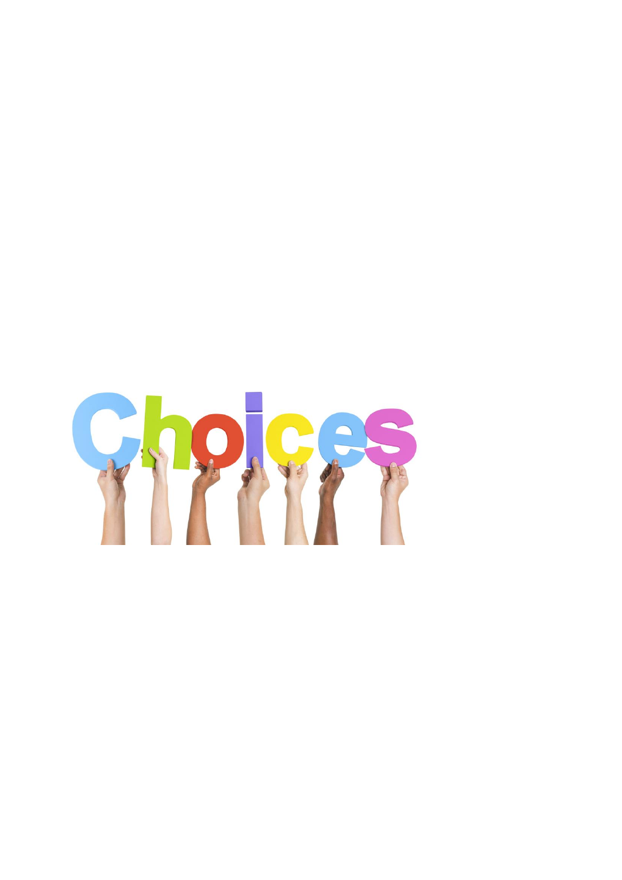# Choices